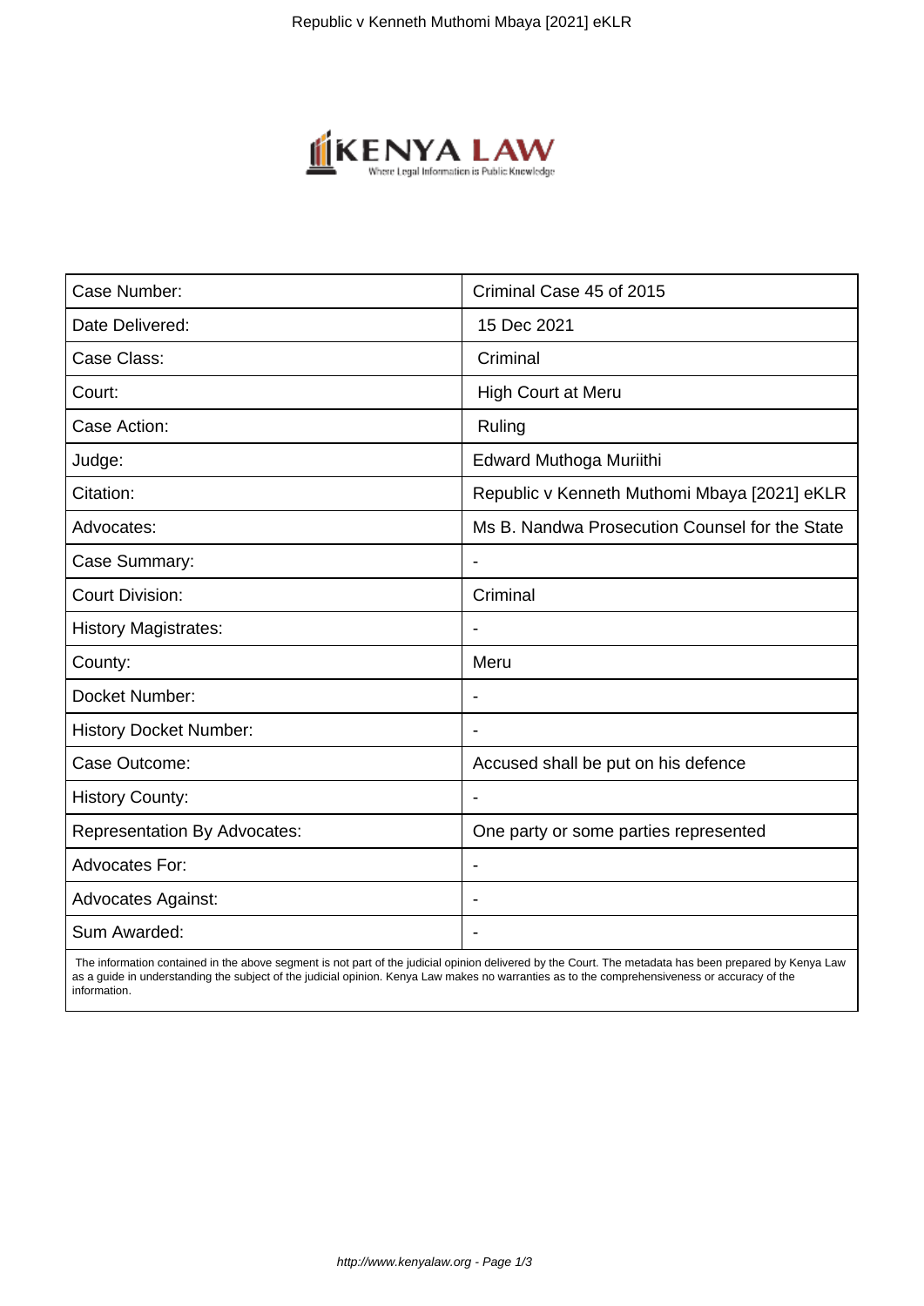| Case Number: | Criminal Case 45 of 2015 |
|---|---|
| Date Delivered: | 15 Dec 2021 |
| Case Class: | Criminal |
| Court: | High Court at Meru |
| Case Action: | Ruling |
| Judge: | Edward Muthoga Muriithi |
| Citation: | Republic v Kenneth Muthomi Mbaya [2021] eKLR |
| Advocates: | Ms B. Nandwa Prosecution Counsel for the State |
| Case Summary: | - |
| Court Division: | Criminal |
| History Magistrates: | - |
| County: | Meru |
| Docket Number: | - |
| History Docket Number: | - |
| Case Outcome: | Accused shall be put on his defence |
| History County: | - |
| Representation By Advocates: | One party or some parties represented |
| Advocates For: | - |
| Advocates Against: | - |
| Sum Awarded: | - |

The information contained in the above segment is not part of the judicial opinion delivered by the Court. The metadata has been prepared by Kenya Law as a guide in understanding the subject of the judicial opinion. Kenya Law makes no warranties as to the comprehensiveness or accuracy of the information.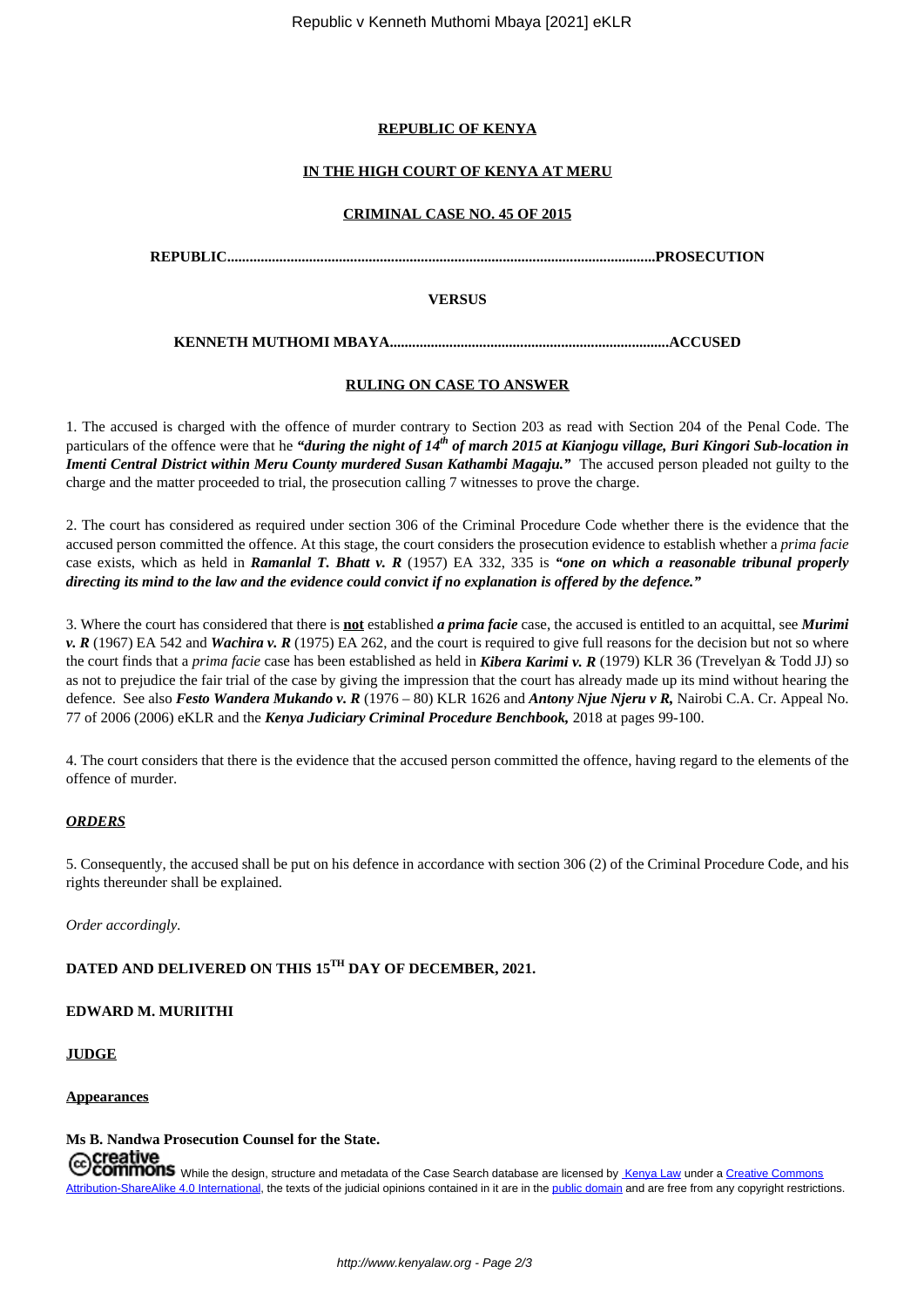**REPUBLIC OF KENYA**

**IN THE HIGH COURT OF KENYA AT MERU**

**CRIMINAL CASE NO. 45 OF 2015**

**REPUBLIC.................................................................................................................PROSECUTION**

**VERSUS**

**KENNETH MUTHOMI MBAYA..........................................................................ACCUSED**

**RULING ON CASE TO ANSWER**

1. The accused is charged with the offence of murder contrary to Section 203 as read with Section 204 of the Penal Code. The particulars of the offence were that he ***"during the night of 14th of march 2015 at Kianjogu village, Buri Kingori Sub-location in Imenti Central District within Meru County murdered Susan Kathambi Magaju."*** The accused person pleaded not guilty to the charge and the matter proceeded to trial, the prosecution calling 7 witnesses to prove the charge.

2. The court has considered as required under section 306 of the Criminal Procedure Code whether there is the evidence that the accused person committed the offence. At this stage, the court considers the prosecution evidence to establish whether a *prima facie* case exists, which as held in ***Ramanlal T. Bhatt v. R*** (1957) EA 332, 335 is ***"one on which a reasonable tribunal properly directing its mind to the law and the evidence could convict if no explanation is offered by the defence."***

3. Where the court has considered that there is **not** established ***a prima facie*** case, the accused is entitled to an acquittal, see ***Murimi v. R*** (1967) EA 542 and ***Wachira v. R*** (1975) EA 262, and the court is required to give full reasons for the decision but not so where the court finds that a *prima facie* case has been established as held in ***Kibera Karimi v. R*** (1979) KLR 36 (Trevelyan & Todd JJ) so as not to prejudice the fair trial of the case by giving the impression that the court has already made up its mind without hearing the defence. See also ***Festo Wandera Mukando v. R*** (1976 – 80) KLR 1626 and ***Antony Njue Njeru v R,*** Nairobi C.A. Cr. Appeal No. 77 of 2006 (2006) eKLR and the ***Kenya Judiciary Criminal Procedure Benchbook,*** 2018 at pages 99-100.

4. The court considers that there is the evidence that the accused person committed the offence, having regard to the elements of the offence of murder.

***ORDERS***

5. Consequently, the accused shall be put on his defence in accordance with section 306 (2) of the Criminal Procedure Code, and his rights thereunder shall be explained.

*Order accordingly*.

**DATED AND DELIVERED ON THIS 15TH DAY OF DECEMBER, 2021.**

**EDWARD M. MURIITHI**

**JUDGE**

**Appearances**

**Ms B. Nandwa Prosecution Counsel for the State.**

While the design, structure and metadata of the Case Search database are licensed by Kenya Law under a Creative Commons Attribution-ShareAlike 4.0 International, the texts of the judicial opinions contained in it are in the public domain and are free from any copyright restrictions.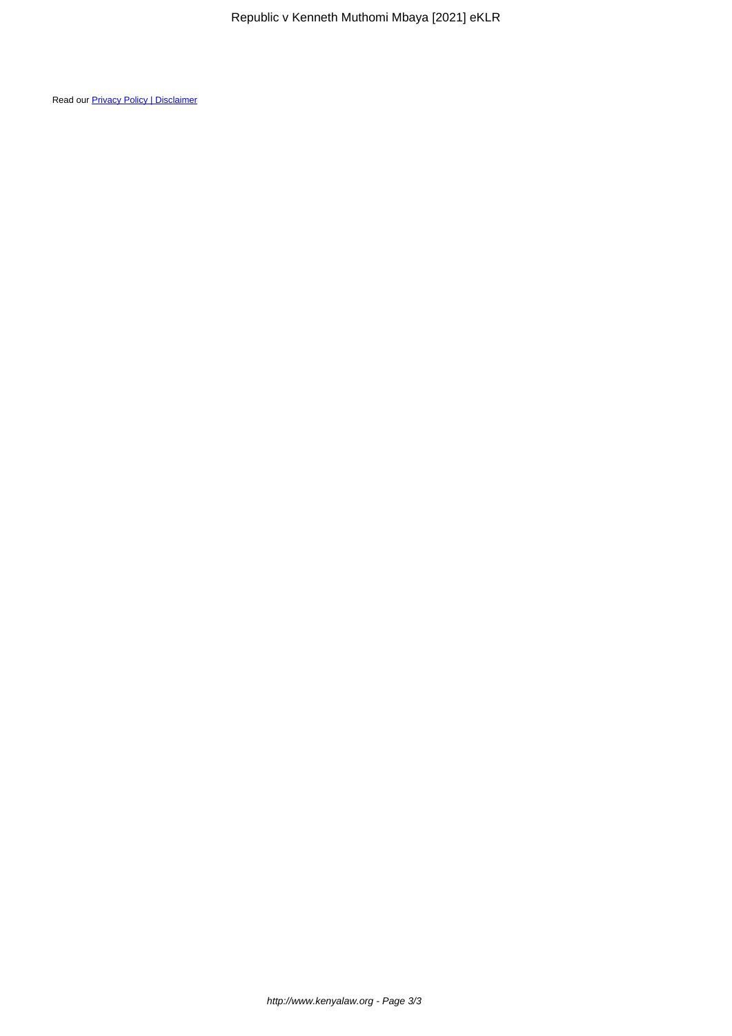Read our Privacy Policy | Disclaimer